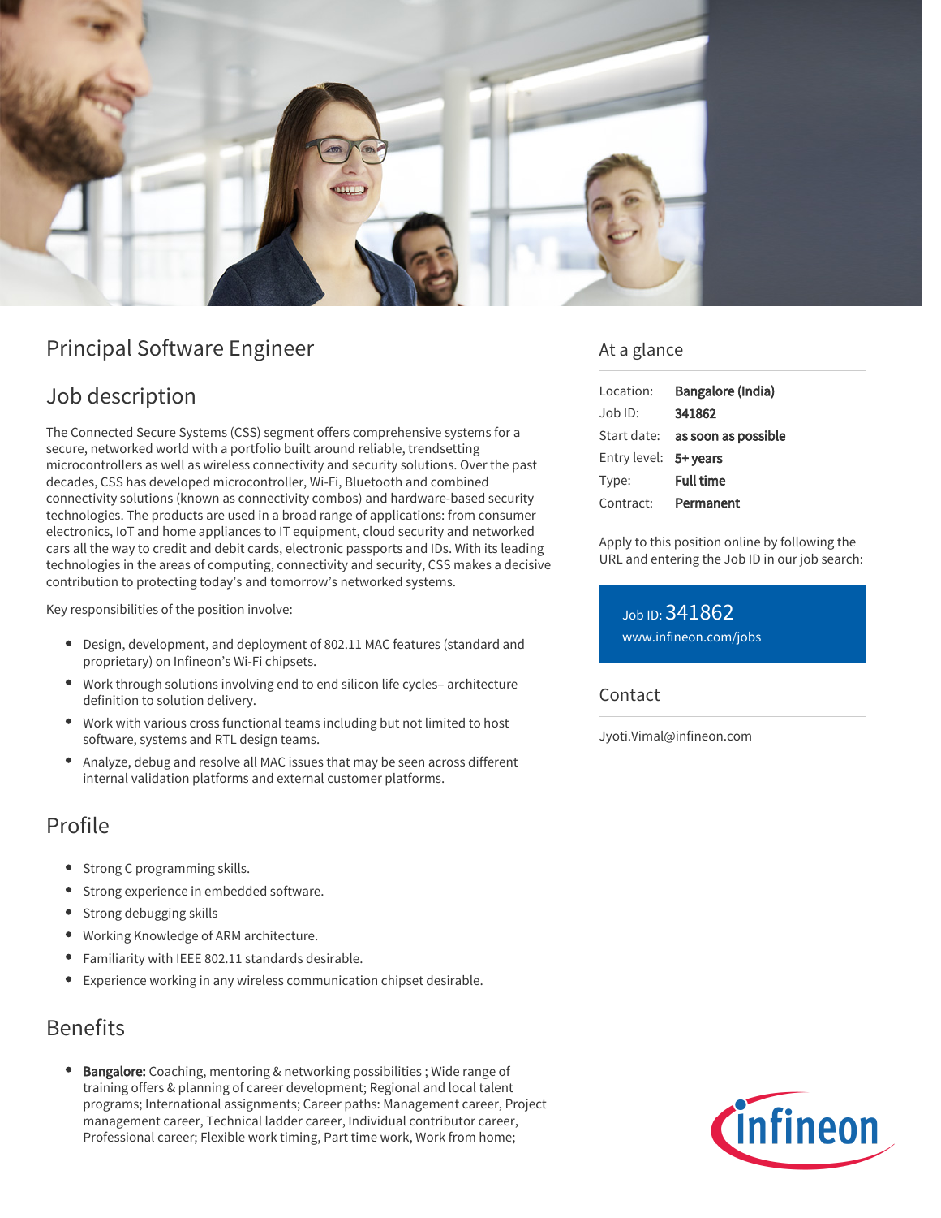# Principal Software Engineer

## Job description

The Connected Secure Systems (CSS) segment offers comprehensive systems for a secure, networked world with a portfolio built around reliable, trendsetting microcontrollers as well as wireless connectivity and security solutions. Over the past decades, CSS has developed microcontroller, Wi-Fi, Bluetooth and combined connectivity solutions (known as connectivity combos) and hardware-based security technologies. The products are used in a broad range of applications: from consumer electronics, IoT and home appliances to IT equipment, cloud security and networked cars all the way to credit and debit cards, electronic passports and IDs. With its leading technologies in the areas of computing, connectivity and security, CSS makes a decisive contribution to protecting today's and tomorrow's networked systems.

Key responsibilities of the position involve:

- Design, development, and deployment of 802.11 MAC features (standard and proprietary) on Infineon's Wi-Fi chipsets.
- Work through solutions involving end to end silicon life cycles– architecture definition to solution delivery.
- Work with various cross functional teams including but not limited to host software, systems and RTL design teams.
- Analyze, debug and resolve all MAC issues that may be seen across different internal validation platforms and external customer platforms.

## Profile

- Strong C programming skills.
- Strong experience in embedded software.
- Strong debugging skills
- Working Knowledge of ARM architecture.
- Familiarity with IEEE 802.11 standards desirable.
- Experience working in any wireless communication chipset desirable.

## Benefits

- **Bangalore:** Coaching, mentoring & networking possibilities ; Wide range of training offers & planning of career development; Regional and local talent programs; International assignments; Career paths: Management career, Project management career, Technical ladder career, Individual contributor career, Professional career; Flexible work timing, Part time work, Work from home;

## At a glance

| | |
|---|---|
| Location: | **Bangalore (India)** |
| Job ID: | **341862** |
| Start date: | **as soon as possible** |
| Entry level: | **5+ years** |
| Type: | **Full time** |
| Contract: | **Permanent** |

Apply to this position online by following the URL and entering the Job ID in our job search:

Job ID: 341862
www.infineon.com/jobs

## Contact

Jyoti.Vimal@infineon.com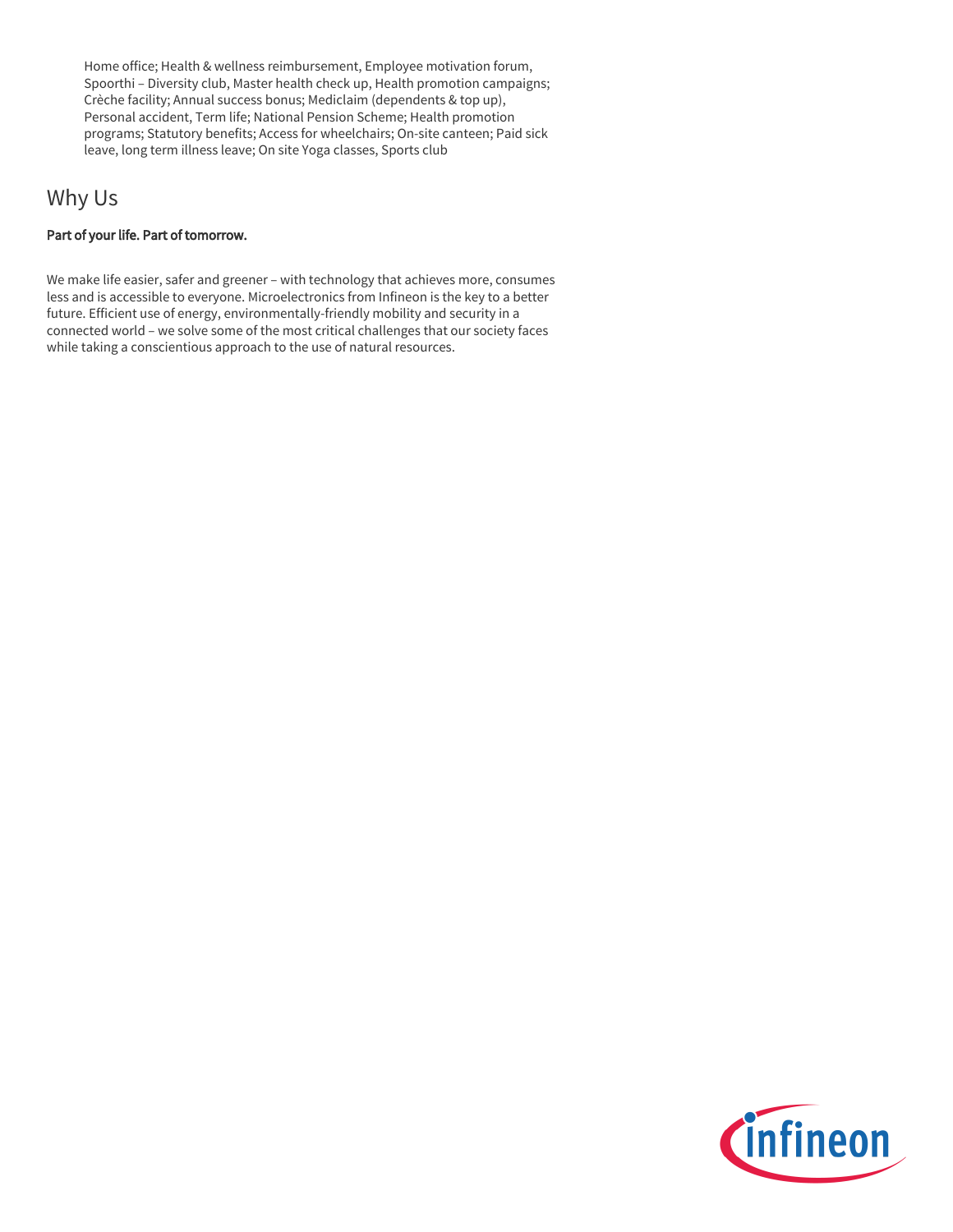Home office; Health & wellness reimbursement, Employee motivation forum, Spoorthi – Diversity club, Master health check up, Health promotion campaigns; Crèche facility; Annual success bonus; Mediclaim (dependents & top up), Personal accident, Term life; National Pension Scheme; Health promotion programs; Statutory benefits; Access for wheelchairs; On-site canteen; Paid sick leave, long term illness leave; On site Yoga classes, Sports club

## Why Us

**Part of your life. Part of tomorrow.**

We make life easier, safer and greener – with technology that achieves more, consumes less and is accessible to everyone. Microelectronics from Infineon is the key to a better future. Efficient use of energy, environmentally-friendly mobility and security in a connected world – we solve some of the most critical challenges that our society faces while taking a conscientious approach to the use of natural resources.